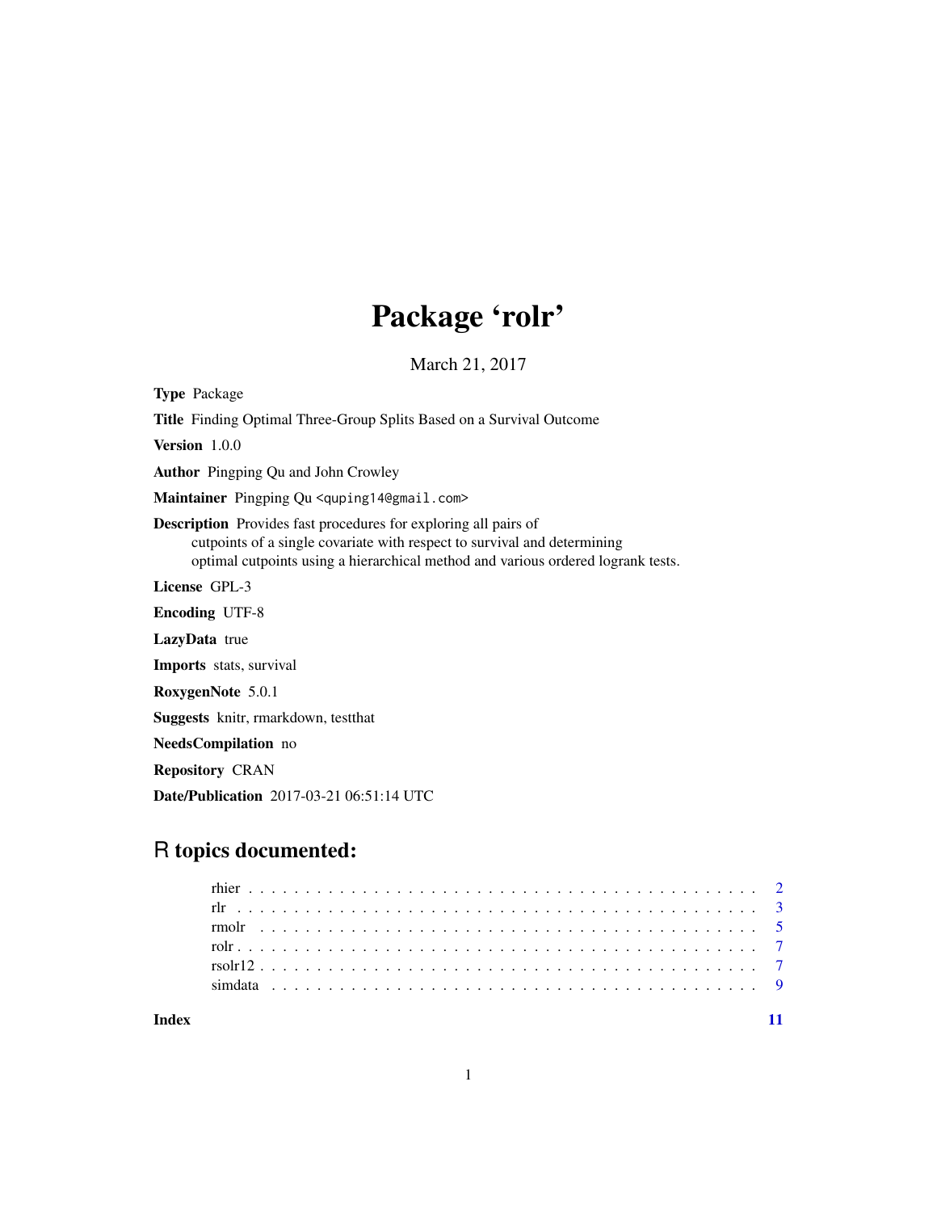# Package 'rolr'

March 21, 2017

**Type** Package

**Title** Finding Optimal Three-Group Splits Based on a Survival Outcome

**Version** 1.0.0

**Author** Pingping Qu and John Crowley

**Maintainer** Pingping Qu <quping14@gmail.com>

**Description** Provides fast procedures for exploring all pairs of cutpoints of a single covariate with respect to survival and determining optimal cutpoints using a hierarchical method and various ordered logrank tests.

**License** GPL-3

**Encoding** UTF-8

**LazyData** true

**Imports** stats, survival

**RoxygenNote** 5.0.1

**Suggests** knitr, rmarkdown, testthat

**NeedsCompilation** no

**Repository** CRAN

**Date/Publication** 2017-03-21 06:51:14 UTC

## R topics documented:

- rhier . . . . . . . . . . . . . . . . . . . . . . . . . . . . . . . . . . . . . . . . . . . 2
- rlr . . . . . . . . . . . . . . . . . . . . . . . . . . . . . . . . . . . . . . . . . . . . 3
- rmolr . . . . . . . . . . . . . . . . . . . . . . . . . . . . . . . . . . . . . . . . . . . 5
- rolr . . . . . . . . . . . . . . . . . . . . . . . . . . . . . . . . . . . . . . . . . . . . 7
- rsolr12 . . . . . . . . . . . . . . . . . . . . . . . . . . . . . . . . . . . . . . . . . . 7
- simdata . . . . . . . . . . . . . . . . . . . . . . . . . . . . . . . . . . . . . . . . . . 9

**Index** 11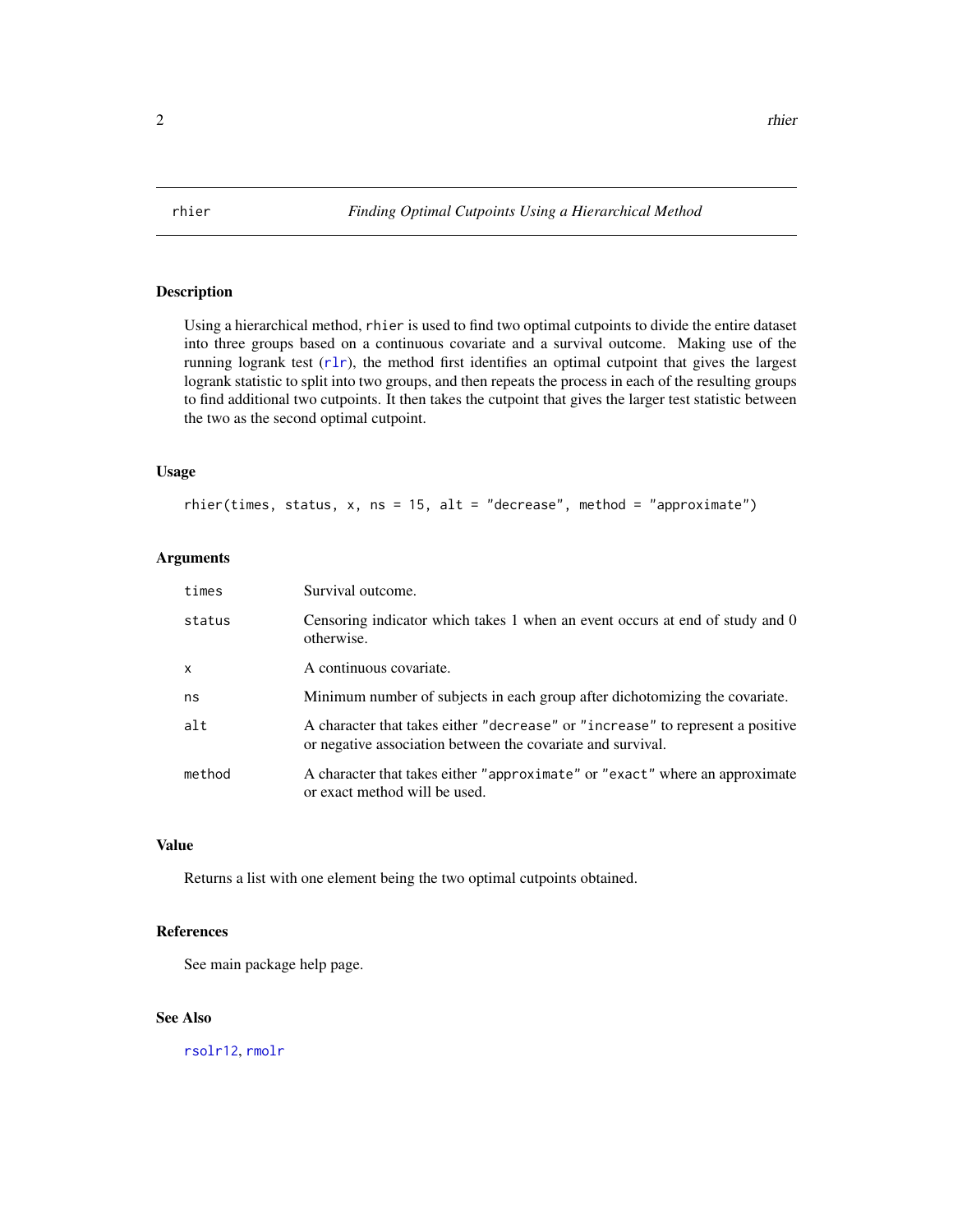## rhier — *Finding Optimal Cutpoints Using a Hierarchical Method*

### Description

Using a hierarchical method, `rhier` is used to find two optimal cutpoints to divide the entire dataset into three groups based on a continuous covariate and a survival outcome. Making use of the running logrank test (`rlr`), the method first identifies an optimal cutpoint that gives the largest logrank statistic to split into two groups, and then repeats the process in each of the resulting groups to find additional two cutpoints. It then takes the cutpoint that gives the larger test statistic between the two as the second optimal cutpoint.

### Usage

```
rhier(times, status, x, ns = 15, alt = "decrease", method = "approximate")
```

### Arguments

| Argument | Description |
| --- | --- |
| `times` | Survival outcome. |
| `status` | Censoring indicator which takes 1 when an event occurs at end of study and 0 otherwise. |
| `x` | A continuous covariate. |
| `ns` | Minimum number of subjects in each group after dichotomizing the covariate. |
| `alt` | A character that takes either `"decrease"` or `"increase"` to represent a positive or negative association between the covariate and survival. |
| `method` | A character that takes either `"approximate"` or `"exact"` where an approximate or exact method will be used. |

### Value

Returns a list with one element being the two optimal cutpoints obtained.

### References

See main package help page.

### See Also

`rsolr12`, `rmolr`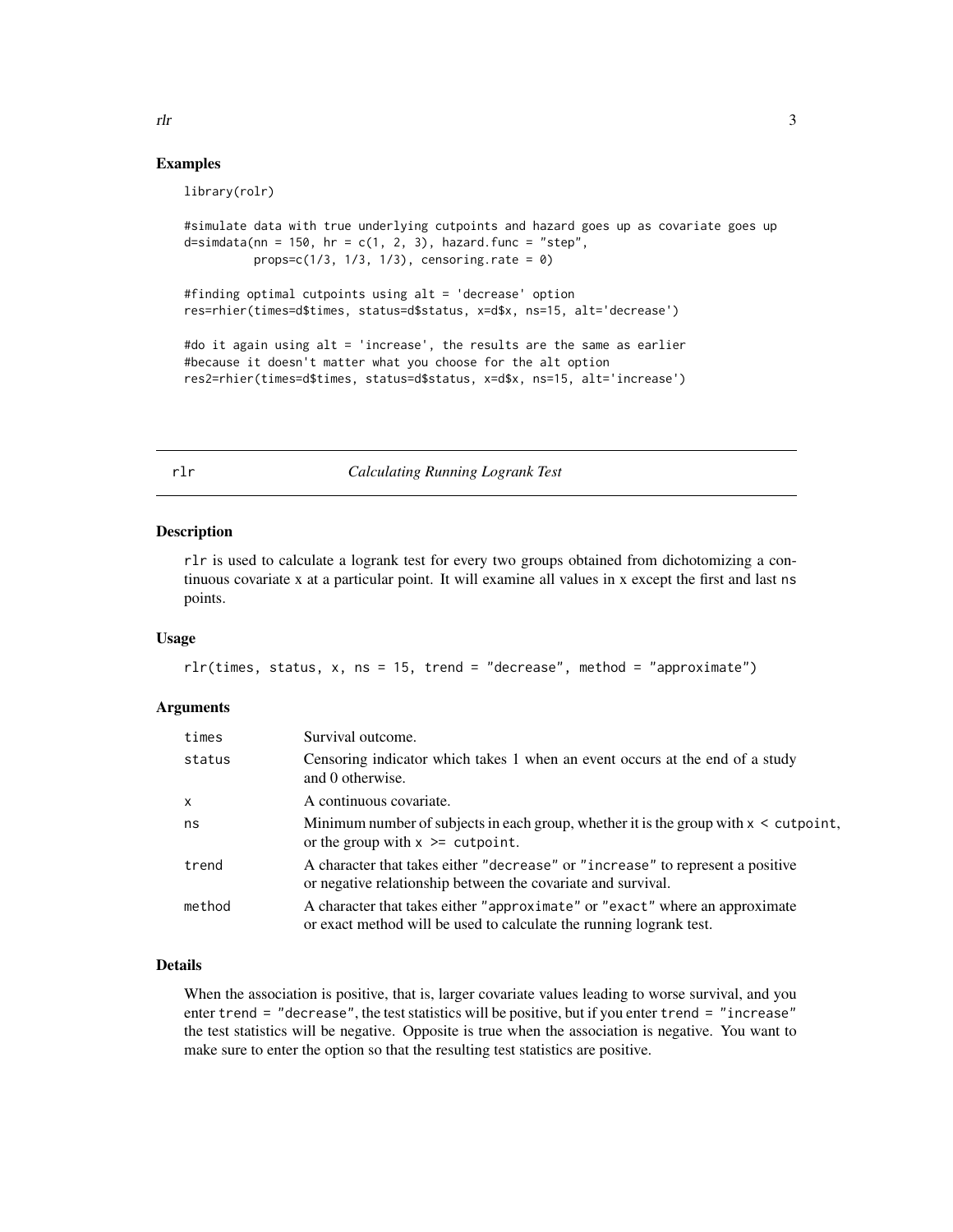## Examples

```
library(rolr)

#simulate data with true underlying cutpoints and hazard goes up as covariate goes up
d=simdata(nn = 150, hr = c(1, 2, 3), hazard.func = "step",
          props=c(1/3, 1/3, 1/3), censoring.rate = 0)

#finding optimal cutpoints using alt = 'decrease' option
res=rhier(times=d$times, status=d$status, x=d$x, ns=15, alt='decrease')

#do it again using alt = 'increase', the results are the same as earlier
#because it doesn't matter what you choose for the alt option
res2=rhier(times=d$times, status=d$status, x=d$x, ns=15, alt='increase')
```

---

# rlr — *Calculating Running Logrank Test*

## Description

`rlr` is used to calculate a logrank test for every two groups obtained from dichotomizing a continuous covariate x at a particular point. It will examine all values in x except the first and last `ns` points.

## Usage

```
rlr(times, status, x, ns = 15, trend = "decrease", method = "approximate")
```

## Arguments

| | |
|---|---|
| `times` | Survival outcome. |
| `status` | Censoring indicator which takes 1 when an event occurs at the end of a study and 0 otherwise. |
| `x` | A continuous covariate. |
| `ns` | Minimum number of subjects in each group, whether it is the group with `x < cutpoint`, or the group with `x >= cutpoint`. |
| `trend` | A character that takes either `"decrease"` or `"increase"` to represent a positive or negative relationship between the covariate and survival. |
| `method` | A character that takes either `"approximate"` or `"exact"` where an approximate or exact method will be used to calculate the running logrank test. |

## Details

When the association is positive, that is, larger covariate values leading to worse survival, and you enter `trend = "decrease"`, the test statistics will be positive, but if you enter `trend = "increase"` the test statistics will be negative. Opposite is true when the association is negative. You want to make sure to enter the option so that the resulting test statistics are positive.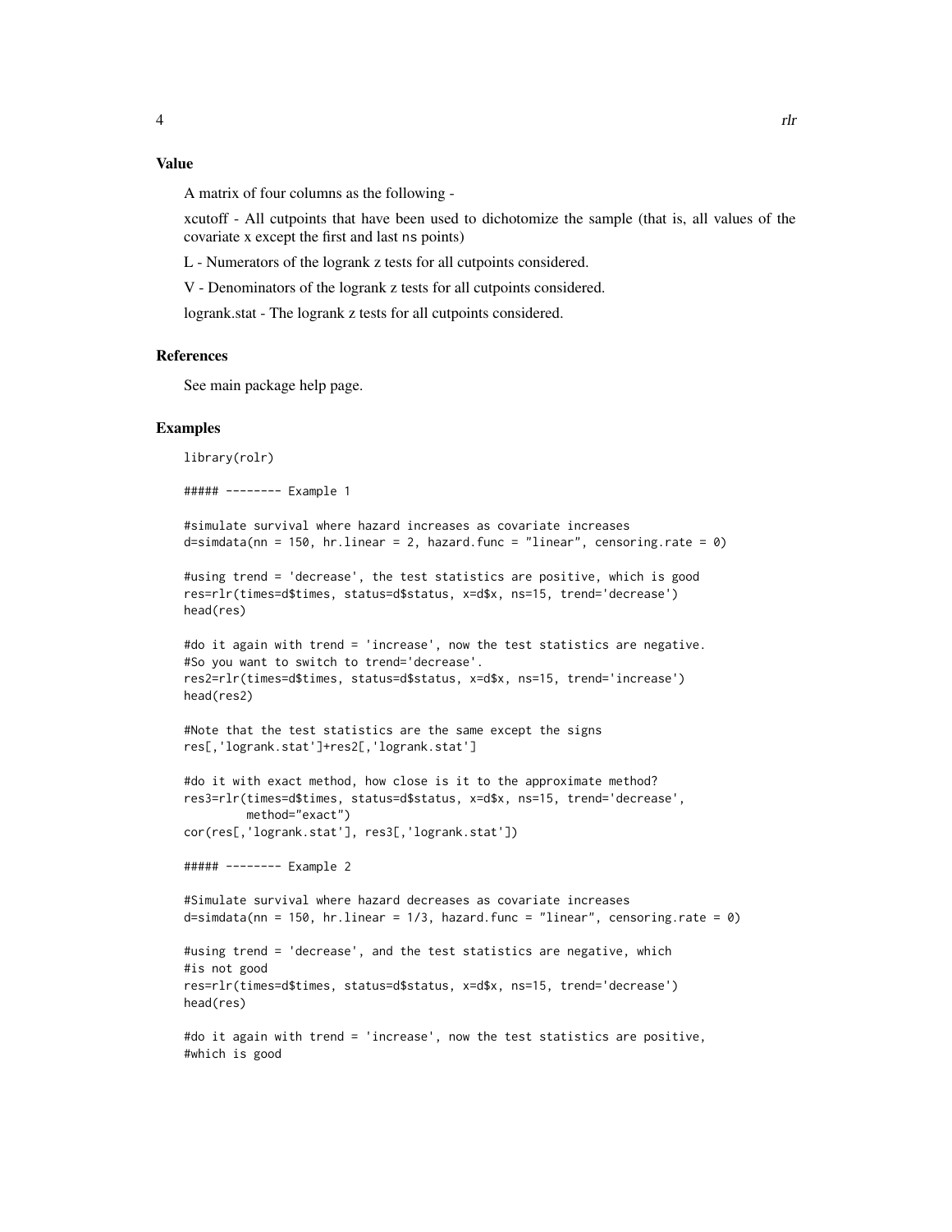### Value

A matrix of four columns as the following -

xcutoff - All cutpoints that have been used to dichotomize the sample (that is, all values of the covariate x except the first and last `ns` points)

L - Numerators of the logrank z tests for all cutpoints considered.

V - Denominators of the logrank z tests for all cutpoints considered.

logrank.stat - The logrank z tests for all cutpoints considered.

### References

See main package help page.

### Examples

```
library(rolr)

##### -------- Example 1

#simulate survival where hazard increases as covariate increases
d=simdata(nn = 150, hr.linear = 2, hazard.func = "linear", censoring.rate = 0)

#using trend = 'decrease', the test statistics are positive, which is good
res=rlr(times=d$times, status=d$status, x=d$x, ns=15, trend='decrease')
head(res)

#do it again with trend = 'increase', now the test statistics are negative.
#So you want to switch to trend='decrease'.
res2=rlr(times=d$times, status=d$status, x=d$x, ns=15, trend='increase')
head(res2)

#Note that the test statistics are the same except the signs
res[,'logrank.stat']+res2[,'logrank.stat']

#do it with exact method, how close is it to the approximate method?
res3=rlr(times=d$times, status=d$status, x=d$x, ns=15, trend='decrease',
         method="exact")
cor(res[,'logrank.stat'], res3[,'logrank.stat'])

##### -------- Example 2

#Simulate survival where hazard decreases as covariate increases
d=simdata(nn = 150, hr.linear = 1/3, hazard.func = "linear", censoring.rate = 0)

#using trend = 'decrease', and the test statistics are negative, which
#is not good
res=rlr(times=d$times, status=d$status, x=d$x, ns=15, trend='decrease')
head(res)

#do it again with trend = 'increase', now the test statistics are positive,
#which is good
```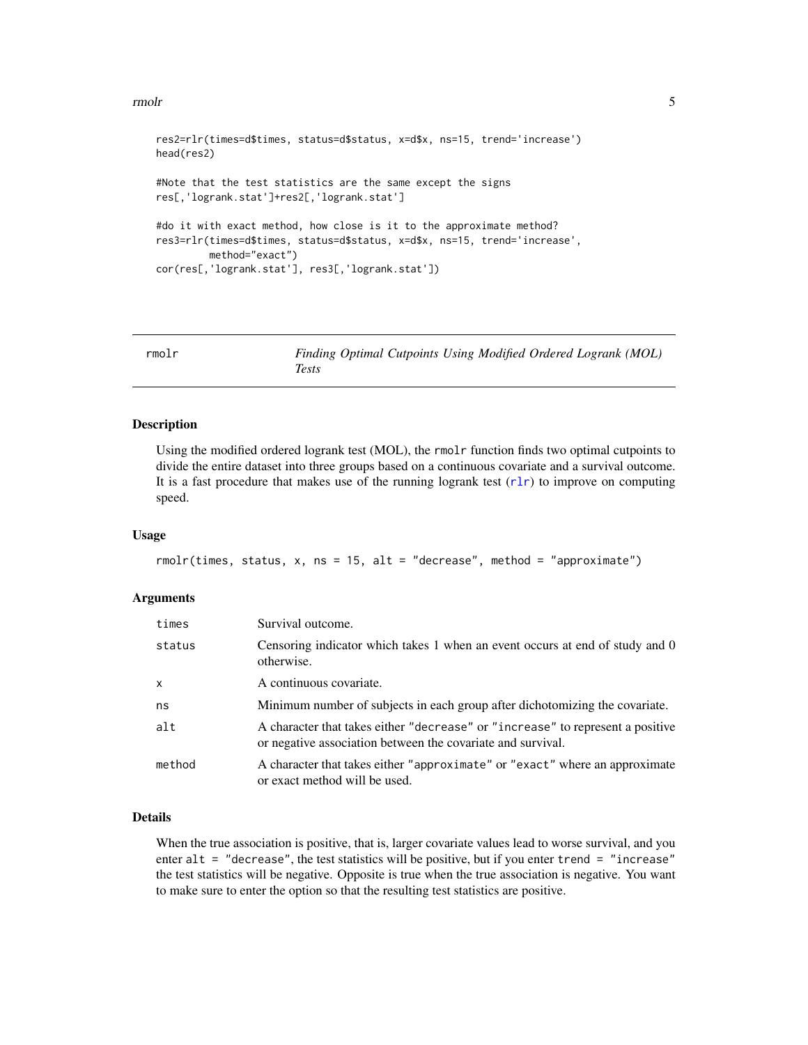```
res2=rlr(times=d$times, status=d$status, x=d$x, ns=15, trend='increase')
head(res2)

#Note that the test statistics are the same except the signs
res[,'logrank.stat']+res2[,'logrank.stat']

#do it with exact method, how close is it to the approximate method?
res3=rlr(times=d$times, status=d$status, x=d$x, ns=15, trend='increase',
        method="exact")
cor(res[,'logrank.stat'], res3[,'logrank.stat'])
```

---

## rmolr — *Finding Optimal Cutpoints Using Modified Ordered Logrank (MOL) Tests*

---

### Description

Using the modified ordered logrank test (MOL), the `rmolr` function finds two optimal cutpoints to divide the entire dataset into three groups based on a continuous covariate and a survival outcome. It is a fast procedure that makes use of the running logrank test (`rlr`) to improve on computing speed.

### Usage

```
rmolr(times, status, x, ns = 15, alt = "decrease", method = "approximate")
```

### Arguments

| | |
|---|---|
| `times` | Survival outcome. |
| `status` | Censoring indicator which takes 1 when an event occurs at end of study and 0 otherwise. |
| `x` | A continuous covariate. |
| `ns` | Minimum number of subjects in each group after dichotomizing the covariate. |
| `alt` | A character that takes either `"decrease"` or `"increase"` to represent a positive or negative association between the covariate and survival. |
| `method` | A character that takes either `"approximate"` or `"exact"` where an approximate or exact method will be used. |

### Details

When the true association is positive, that is, larger covariate values lead to worse survival, and you enter `alt = "decrease"`, the test statistics will be positive, but if you enter `trend = "increase"` the test statistics will be negative. Opposite is true when the true association is negative. You want to make sure to enter the option so that the resulting test statistics are positive.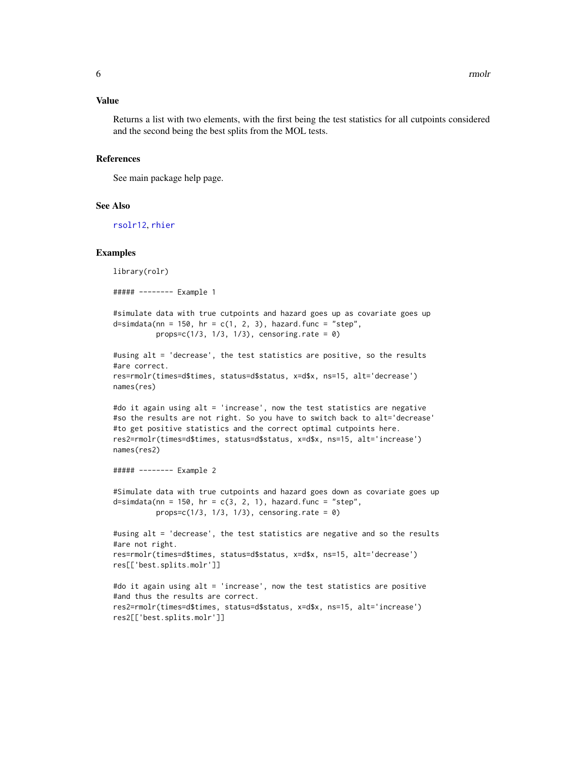### Value

Returns a list with two elements, with the first being the test statistics for all cutpoints considered and the second being the best splits from the MOL tests.

### References

See main package help page.

### See Also

rsolr12, rhier

### Examples

```
library(rolr)

##### -------- Example 1

#simulate data with true cutpoints and hazard goes up as covariate goes up
d=simdata(nn = 150, hr = c(1, 2, 3), hazard.func = "step",
          props=c(1/3, 1/3, 1/3), censoring.rate = 0)

#using alt = 'decrease', the test statistics are positive, so the results
#are correct.
res=rmolr(times=d$times, status=d$status, x=d$x, ns=15, alt='decrease')
names(res)

#do it again using alt = 'increase', now the test statistics are negative
#so the results are not right. So you have to switch back to alt='decrease'
#to get positive statistics and the correct optimal cutpoints here.
res2=rmolr(times=d$times, status=d$status, x=d$x, ns=15, alt='increase')
names(res2)

##### -------- Example 2

#Simulate data with true cutpoints and hazard goes down as covariate goes up
d=simdata(nn = 150, hr = c(3, 2, 1), hazard.func = "step",
          props=c(1/3, 1/3, 1/3), censoring.rate = 0)

#using alt = 'decrease', the test statistics are negative and so the results
#are not right.
res=rmolr(times=d$times, status=d$status, x=d$x, ns=15, alt='decrease')
res[['best.splits.molr']]

#do it again using alt = 'increase', now the test statistics are positive
#and thus the results are correct.
res2=rmolr(times=d$times, status=d$status, x=d$x, ns=15, alt='increase')
res2[['best.splits.molr']]
```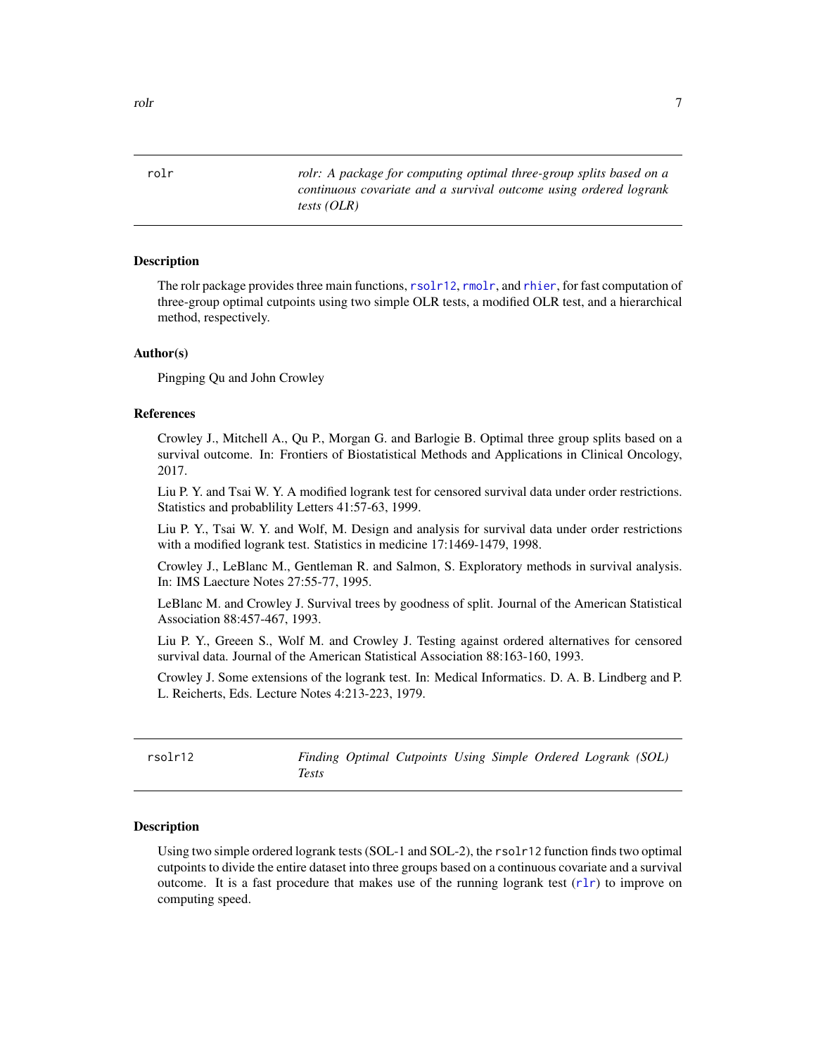## rolr — *rolr: A package for computing optimal three-group splits based on a continuous covariate and a survival outcome using ordered logrank tests (OLR)*

### Description

The rolr package provides three main functions, rsolr12, rmolr, and rhier, for fast computation of three-group optimal cutpoints using two simple OLR tests, a modified OLR test, and a hierarchical method, respectively.

### Author(s)

Pingping Qu and John Crowley

### References

Crowley J., Mitchell A., Qu P., Morgan G. and Barlogie B. Optimal three group splits based on a survival outcome. In: Frontiers of Biostatistical Methods and Applications in Clinical Oncology, 2017.

Liu P. Y. and Tsai W. Y. A modified logrank test for censored survival data under order restrictions. Statistics and probablility Letters 41:57-63, 1999.

Liu P. Y., Tsai W. Y. and Wolf, M. Design and analysis for survival data under order restrictions with a modified logrank test. Statistics in medicine 17:1469-1479, 1998.

Crowley J., LeBlanc M., Gentleman R. and Salmon, S. Exploratory methods in survival analysis. In: IMS Laecture Notes 27:55-77, 1995.

LeBlanc M. and Crowley J. Survival trees by goodness of split. Journal of the American Statistical Association 88:457-467, 1993.

Liu P. Y., Greeen S., Wolf M. and Crowley J. Testing against ordered alternatives for censored survival data. Journal of the American Statistical Association 88:163-160, 1993.

Crowley J. Some extensions of the logrank test. In: Medical Informatics. D. A. B. Lindberg and P. L. Reicherts, Eds. Lecture Notes 4:213-223, 1979.

## rsolr12 — *Finding Optimal Cutpoints Using Simple Ordered Logrank (SOL) Tests*

### Description

Using two simple ordered logrank tests (SOL-1 and SOL-2), the rsolr12 function finds two optimal cutpoints to divide the entire dataset into three groups based on a continuous covariate and a survival outcome. It is a fast procedure that makes use of the running logrank test (rlr) to improve on computing speed.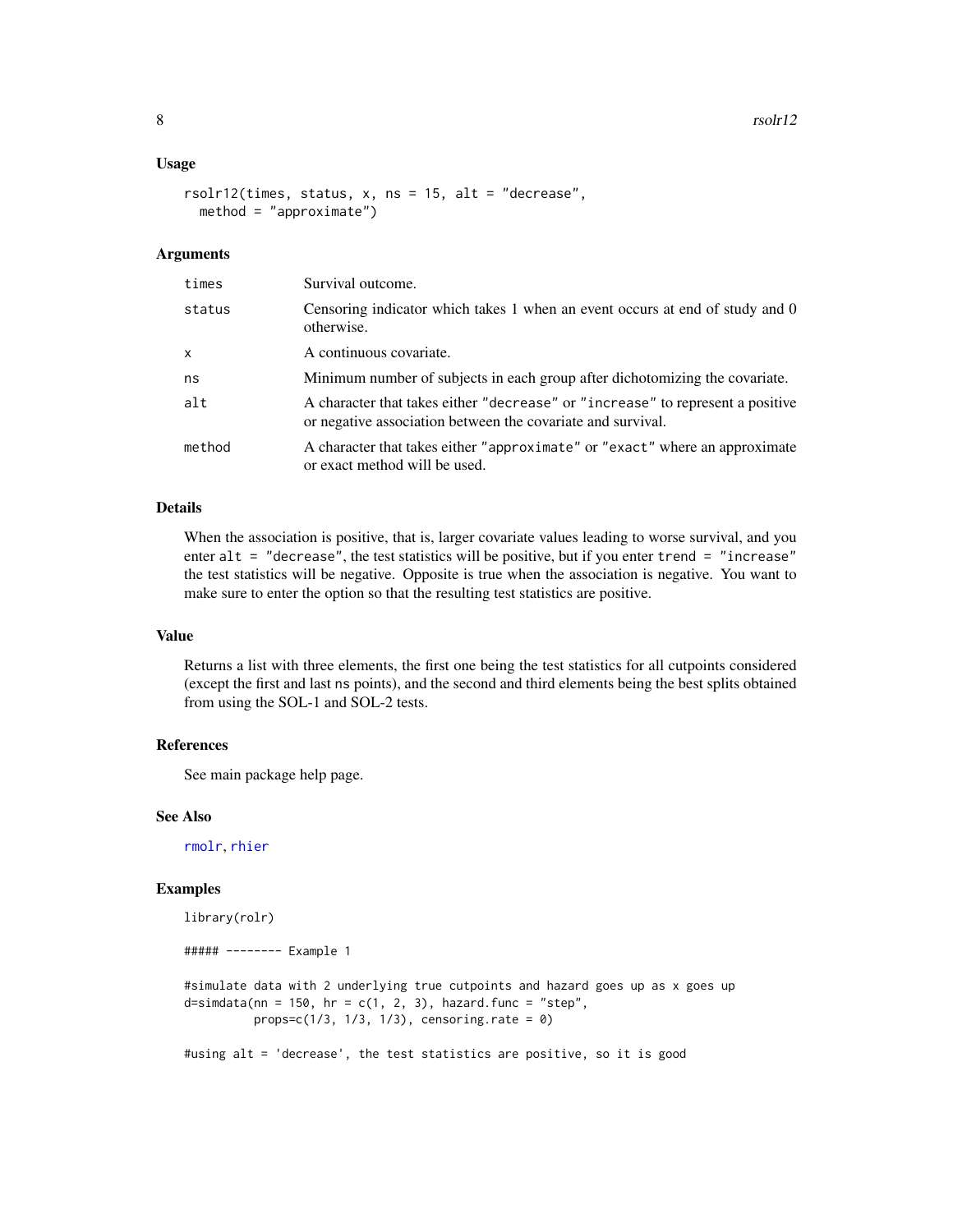### Usage

```
rsolr12(times, status, x, ns = 15, alt = "decrease",
  method = "approximate")
```

### Arguments

| | |
|---|---|
| `times` | Survival outcome. |
| `status` | Censoring indicator which takes 1 when an event occurs at end of study and 0 otherwise. |
| `x` | A continuous covariate. |
| `ns` | Minimum number of subjects in each group after dichotomizing the covariate. |
| `alt` | A character that takes either `"decrease"` or `"increase"` to represent a positive or negative association between the covariate and survival. |
| `method` | A character that takes either `"approximate"` or `"exact"` where an approximate or exact method will be used. |

### Details

When the association is positive, that is, larger covariate values leading to worse survival, and you enter `alt = "decrease"`, the test statistics will be positive, but if you enter `trend = "increase"` the test statistics will be negative. Opposite is true when the association is negative. You want to make sure to enter the option so that the resulting test statistics are positive.

### Value

Returns a list with three elements, the first one being the test statistics for all cutpoints considered (except the first and last `ns` points), and the second and third elements being the best splits obtained from using the SOL-1 and SOL-2 tests.

### References

See main package help page.

### See Also

`rmolr`, `rhier`

### Examples

```
library(rolr)

##### -------- Example 1

#simulate data with 2 underlying true cutpoints and hazard goes up as x goes up
d=simdata(nn = 150, hr = c(1, 2, 3), hazard.func = "step",
          props=c(1/3, 1/3, 1/3), censoring.rate = 0)

#using alt = 'decrease', the test statistics are positive, so it is good
```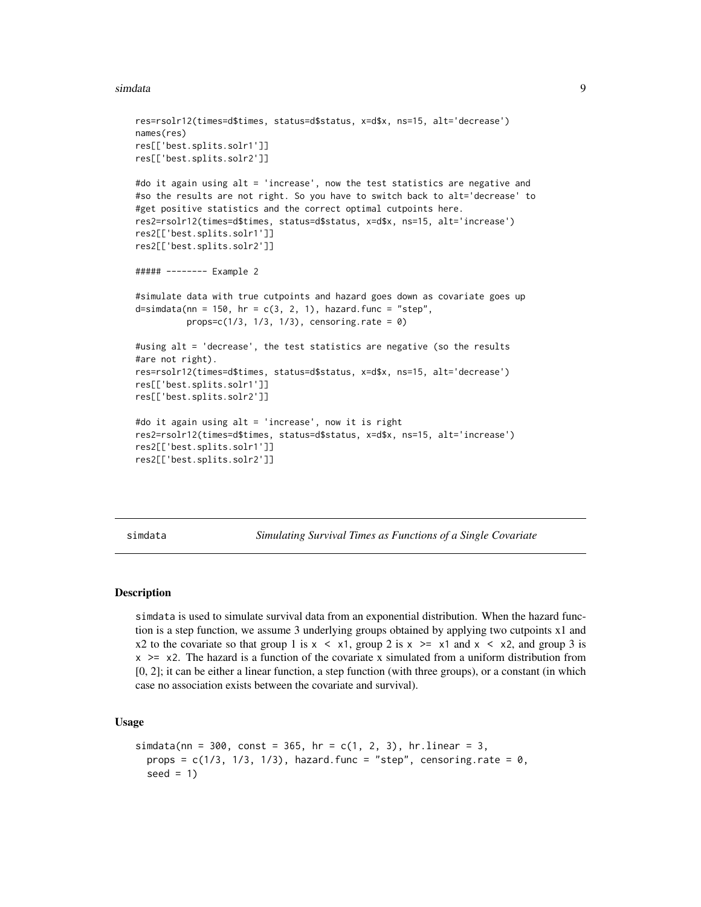```
res=rsolr12(times=d$times, status=d$status, x=d$x, ns=15, alt='decrease')
names(res)
res[['best.splits.solr1']]
res[['best.splits.solr2']]

#do it again using alt = 'increase', now the test statistics are negative and
#so the results are not right. So you have to switch back to alt='decrease' to
#get positive statistics and the correct optimal cutpoints here.
res2=rsolr12(times=d$times, status=d$status, x=d$x, ns=15, alt='increase')
res2[['best.splits.solr1']]
res2[['best.splits.solr2']]

##### -------- Example 2

#simulate data with true cutpoints and hazard goes down as covariate goes up
d=simdata(nn = 150, hr = c(3, 2, 1), hazard.func = "step",
          props=c(1/3, 1/3, 1/3), censoring.rate = 0)

#using alt = 'decrease', the test statistics are negative (so the results
#are not right).
res=rsolr12(times=d$times, status=d$status, x=d$x, ns=15, alt='decrease')
res[['best.splits.solr1']]
res[['best.splits.solr2']]

#do it again using alt = 'increase', now it is right
res2=rsolr12(times=d$times, status=d$status, x=d$x, ns=15, alt='increase')
res2[['best.splits.solr1']]
res2[['best.splits.solr2']]
```

---

simdata — *Simulating Survival Times as Functions of a Single Covariate*

---

### Description

simdata is used to simulate survival data from an exponential distribution. When the hazard function is a step function, we assume 3 underlying groups obtained by applying two cutpoints x1 and x2 to the covariate so that group 1 is `x < x1`, group 2 is `x >= x1` and `x < x2`, and group 3 is `x >= x2`. The hazard is a function of the covariate x simulated from a uniform distribution from [0, 2]; it can be either a linear function, a step function (with three groups), or a constant (in which case no association exists between the covariate and survival).

### Usage

```
simdata(nn = 300, const = 365, hr = c(1, 2, 3), hr.linear = 3,
  props = c(1/3, 1/3, 1/3), hazard.func = "step", censoring.rate = 0,
  seed = 1)
```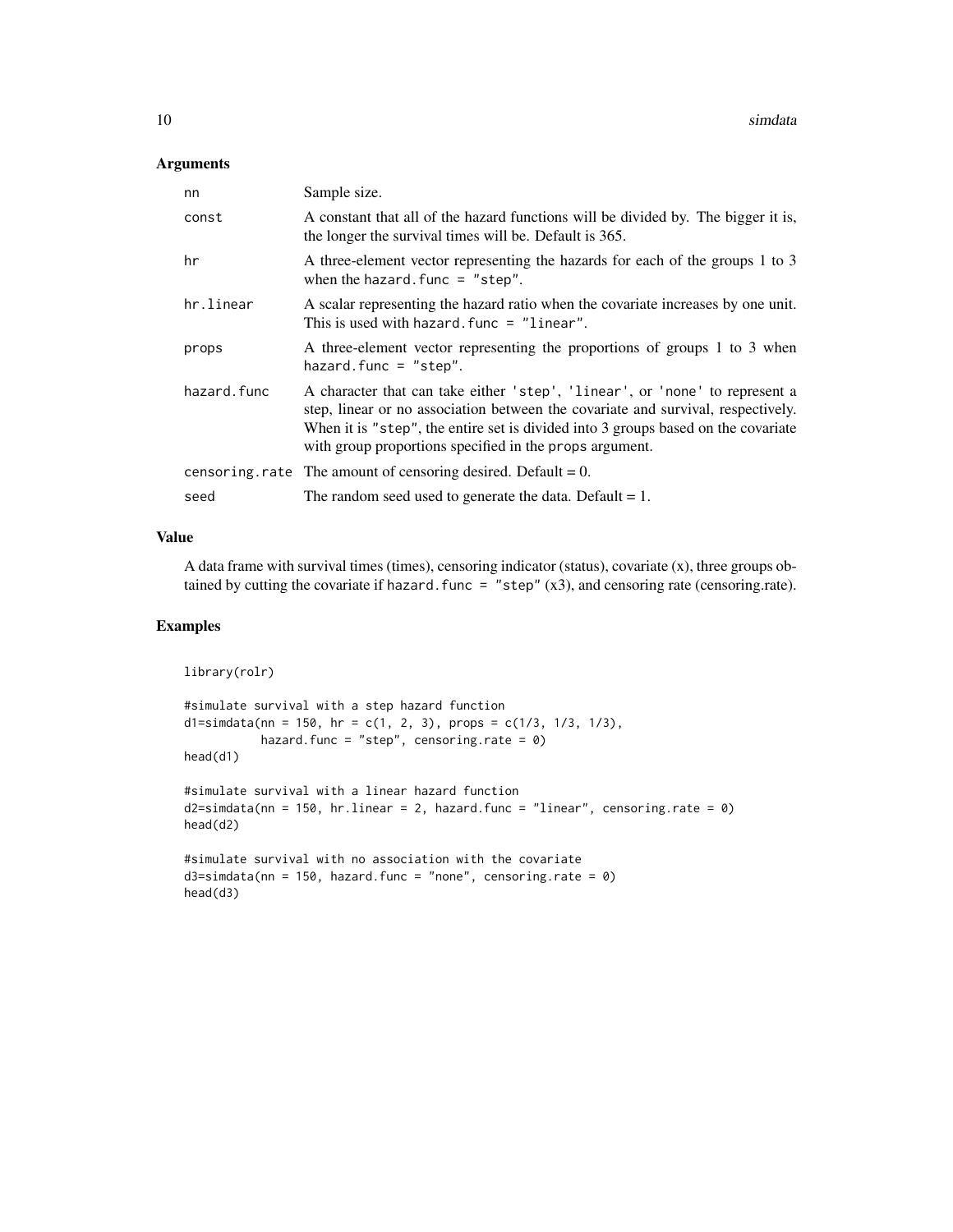### Arguments

| | |
|---|---|
| nn | Sample size. |
| const | A constant that all of the hazard functions will be divided by. The bigger it is, the longer the survival times will be. Default is 365. |
| hr | A three-element vector representing the hazards for each of the groups 1 to 3 when the `hazard.func = "step"`. |
| hr.linear | A scalar representing the hazard ratio when the covariate increases by one unit. This is used with `hazard.func = "linear"`. |
| props | A three-element vector representing the proportions of groups 1 to 3 when `hazard.func = "step"`. |
| hazard.func | A character that can take either `'step'`, `'linear'`, or `'none'` to represent a step, linear or no association between the covariate and survival, respectively. When it is `"step"`, the entire set is divided into 3 groups based on the covariate with group proportions specified in the `props` argument. |
| censoring.rate | The amount of censoring desired. Default = 0. |
| seed | The random seed used to generate the data. Default = 1. |

### Value

A data frame with survival times (times), censoring indicator (status), covariate (x), three groups obtained by cutting the covariate if `hazard.func = "step"` (x3), and censoring rate (censoring.rate).

### Examples

```
library(rolr)

#simulate survival with a step hazard function
d1=simdata(nn = 150, hr = c(1, 2, 3), props = c(1/3, 1/3, 1/3),
           hazard.func = "step", censoring.rate = 0)
head(d1)

#simulate survival with a linear hazard function
d2=simdata(nn = 150, hr.linear = 2, hazard.func = "linear", censoring.rate = 0)
head(d2)

#simulate survival with no association with the covariate
d3=simdata(nn = 150, hazard.func = "none", censoring.rate = 0)
head(d3)
```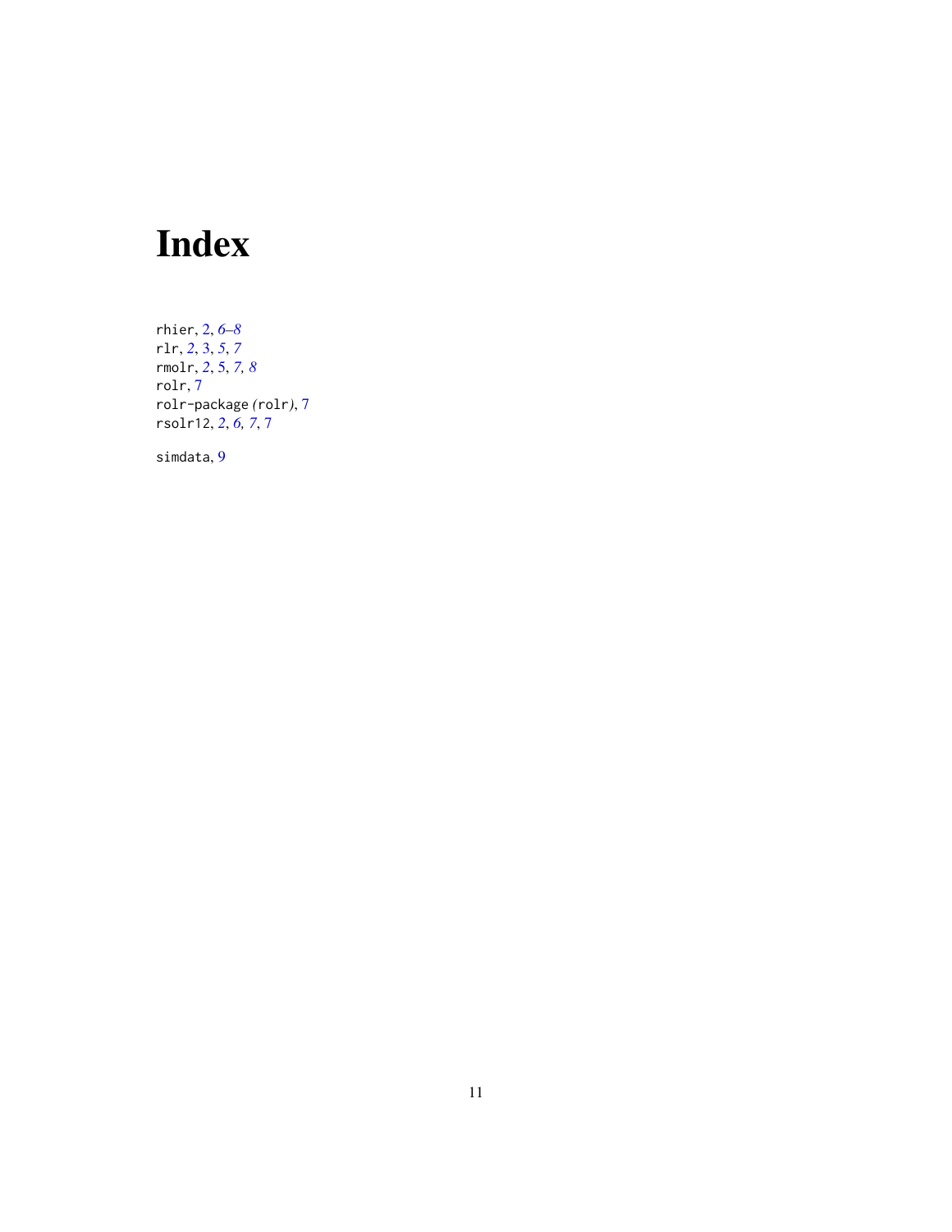# Index

rhier, 2, *6–8*
rlr, *2*, 3, *5*, *7*
rmolr, *2*, 5, *7, 8*
rolr, 7
rolr-package *(*rolr*)*, 7
rsolr12, *2*, *6, 7*, 7

simdata, 9